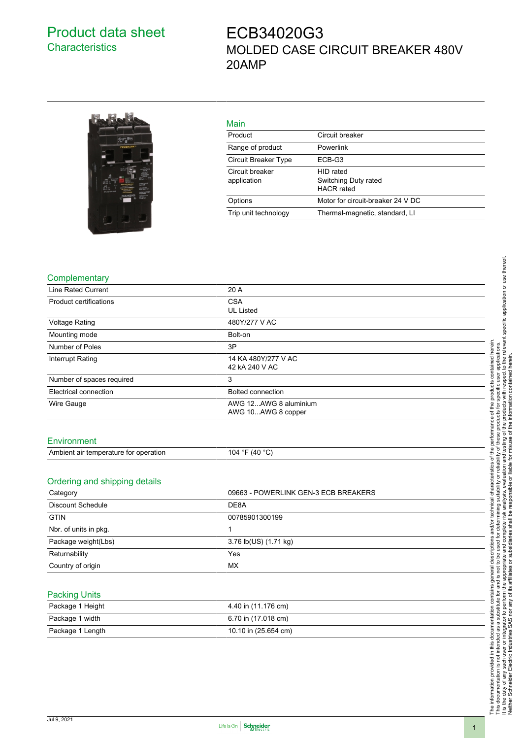# Product data sheet

## Characteristics

# ECB34020G3

MOLDED CASE CIRCUIT BREAKER 480V 20AMP

## Main

| | |
|---|---|
| Product | Circuit breaker |
| Range of product | Powerlink |
| Circuit Breaker Type | ECB-G3 |
| Circuit breaker application | HID rated<br>Switching Duty rated<br>HACR rated |
| Options | Motor for circuit-breaker 24 V DC |
| Trip unit technology | Thermal-magnetic, standard, LI |

## Complementary

| | |
|---|---|
| Line Rated Current | 20 A |
| Product certifications | CSA<br>UL Listed |
| Voltage Rating | 480Y/277 V AC |
| Mounting mode | Bolt-on |
| Number of Poles | 3P |
| Interrupt Rating | 14 KA 480Y/277 V AC<br>42 kA 240 V AC |
| Number of spaces required | 3 |
| Electrical connection | Bolted connection |
| Wire Gauge | AWG 12...AWG 8 aluminium<br>AWG 10...AWG 8 copper |

## Environment

| | |
|---|---|
| Ambient air temperature for operation | 104 °F (40 °C) |

## Ordering and shipping details

| | |
|---|---|
| Category | 09663 - POWERLINK GEN-3 ECB BREAKERS |
| Discount Schedule | DE8A |
| GTIN | 00785901300199 |
| Nbr. of units in pkg. | 1 |
| Package weight(Lbs) | 3.76 lb(US) (1.71 kg) |
| Returnability | Yes |
| Country of origin | MX |

## Packing Units

| | |
|---|---|
| Package 1 Height | 4.40 in (11.176 cm) |
| Package 1 width | 6.70 in (17.018 cm) |
| Package 1 Length | 10.10 in (25.654 cm) |

The information provided in this documentation contains general descriptions and/or technical characteristics of the performance of the products contained herein. This documentation is not intended as a substitute for and is not to be used for determining suitability or reliability of these products for specific user applications. It is the duty of any such user or integrator to perform the appropriate and complete risk analysis, evaluation and testing of the products with respect to the relevant specific application or use thereof. Neither Schneider Electric Industries SAS nor any of its affiliates or subsidiaries shall be responsible or liable for misuse of the information contained herein.

Jul 9, 2021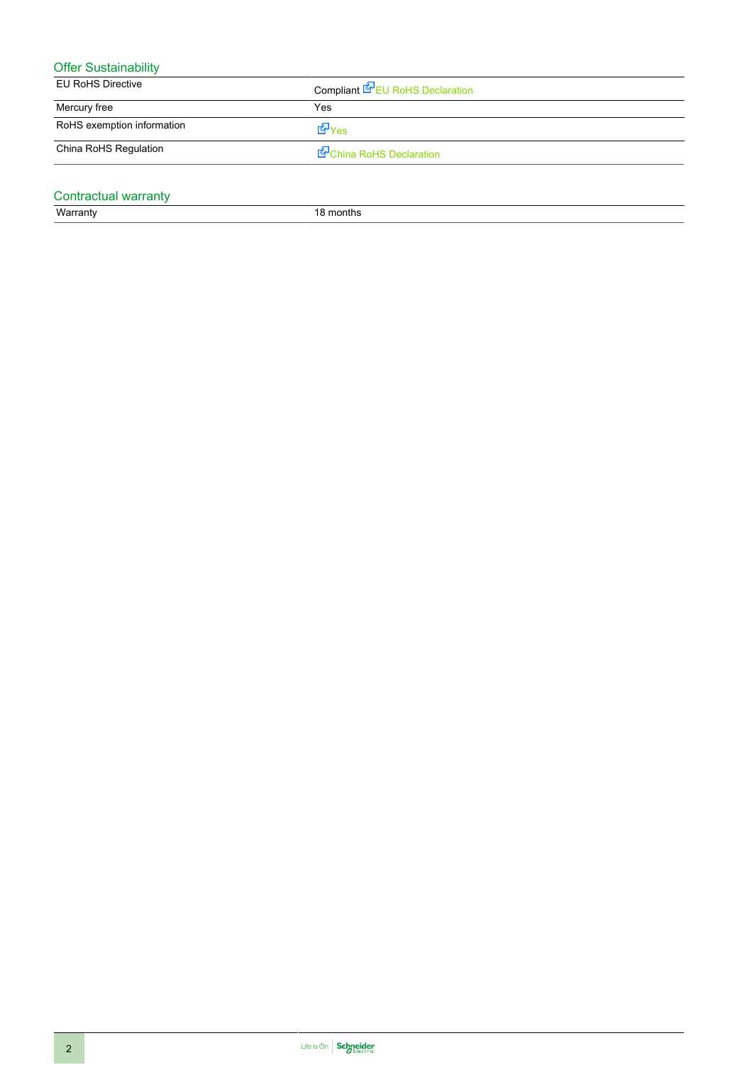## Offer Sustainability

| | |
|---|---|
| EU RoHS Directive | Compliant EU RoHS Declaration |
| Mercury free | Yes |
| RoHS exemption information | Yes |
| China RoHS Regulation | China RoHS Declaration |

## Contractual warranty

| | |
|---|---|
| Warranty | 18 months |